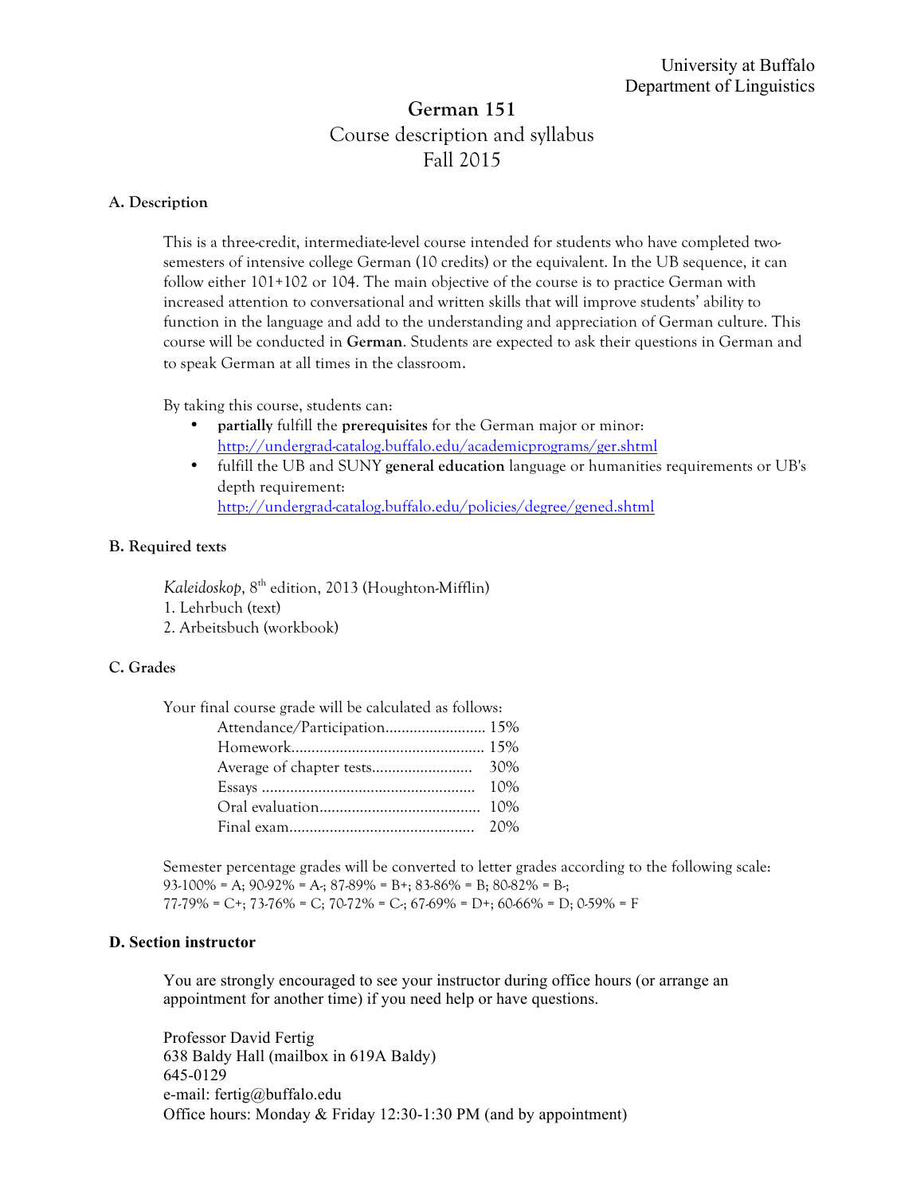University at Buffalo
Department of Linguistics

# German 151

## Course description and syllabus

## Fall 2015

### A. Description

This is a three-credit, intermediate-level course intended for students who have completed two-semesters of intensive college German (10 credits) or the equivalent. In the UB sequence, it can follow either 101+102 or 104. The main objective of the course is to practice German with increased attention to conversational and written skills that will improve students' ability to function in the language and add to the understanding and appreciation of German culture. This course will be conducted in **German**. Students are expected to ask their questions in German and to speak German at all times in the classroom.

By taking this course, students can:

- **partially** fulfill the **prerequisites** for the German major or minor: http://undergrad-catalog.buffalo.edu/academicprograms/ger.shtml
- fulfill the UB and SUNY **general education** language or humanities requirements or UB's depth requirement: http://undergrad-catalog.buffalo.edu/policies/degree/gened.shtml

### B. Required texts

*Kaleidoskop*, 8th edition, 2013 (Houghton-Mifflin)
1. Lehrbuch (text)
2. Arbeitsbuch (workbook)

### C. Grades

Your final course grade will be calculated as follows:

| Component | Weight |
|---|---|
| Attendance/Participation | 15% |
| Homework | 15% |
| Average of chapter tests | 30% |
| Essays | 10% |
| Oral evaluation | 10% |
| Final exam | 20% |

Semester percentage grades will be converted to letter grades according to the following scale:
93-100% = A; 90-92% = A-; 87-89% = B+; 83-86% = B; 80-82% = B-;
77-79% = C+; 73-76% = C; 70-72% = C-; 67-69% = D+; 60-66% = D; 0-59% = F

### D. Section instructor

You are strongly encouraged to see your instructor during office hours (or arrange an appointment for another time) if you need help or have questions.

Professor David Fertig
638 Baldy Hall (mailbox in 619A Baldy)
645-0129
e-mail: fertig@buffalo.edu
Office hours: Monday & Friday 12:30-1:30 PM (and by appointment)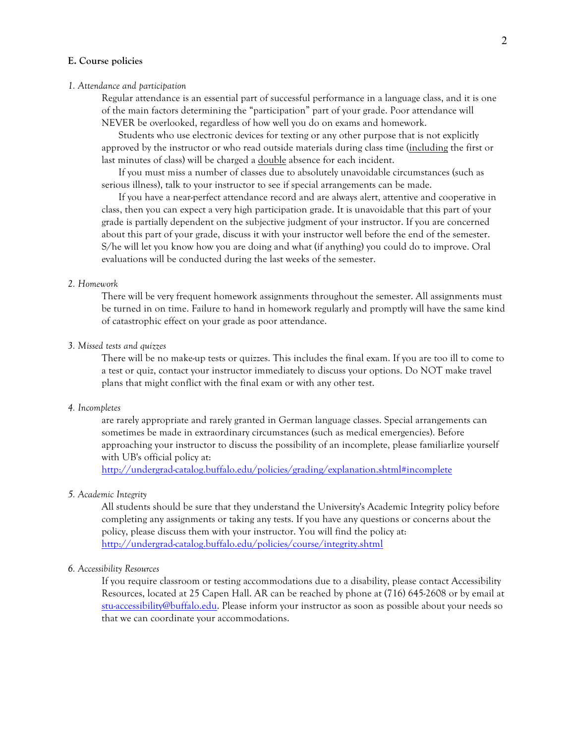**E. Course policies**

*1. Attendance and participation*

Regular attendance is an essential part of successful performance in a language class, and it is one of the main factors determining the "participation" part of your grade. Poor attendance will NEVER be overlooked, regardless of how well you do on exams and homework.

Students who use electronic devices for texting or any other purpose that is not explicitly approved by the instructor or who read outside materials during class time (<u>including</u> the first or last minutes of class) will be charged a <u>double</u> absence for each incident.

If you must miss a number of classes due to absolutely unavoidable circumstances (such as serious illness), talk to your instructor to see if special arrangements can be made.

If you have a near-perfect attendance record and are always alert, attentive and cooperative in class, then you can expect a very high participation grade. It is unavoidable that this part of your grade is partially dependent on the subjective judgment of your instructor. If you are concerned about this part of your grade, discuss it with your instructor well before the end of the semester. S/he will let you know how you are doing and what (if anything) you could do to improve. Oral evaluations will be conducted during the last weeks of the semester.

*2. Homework*

There will be very frequent homework assignments throughout the semester. All assignments must be turned in on time. Failure to hand in homework regularly and promptly will have the same kind of catastrophic effect on your grade as poor attendance.

*3. Missed tests and quizzes*

There will be no make-up tests or quizzes. This includes the final exam. If you are too ill to come to a test or quiz, contact your instructor immediately to discuss your options. Do NOT make travel plans that might conflict with the final exam or with any other test.

*4. Incompletes*

are rarely appropriate and rarely granted in German language classes. Special arrangements can sometimes be made in extraordinary circumstances (such as medical emergencies). Before approaching your instructor to discuss the possibility of an incomplete, please familiarlize yourself with UB's official policy at:
http://undergrad-catalog.buffalo.edu/policies/grading/explanation.shtml#incomplete

*5. Academic Integrity*

All students should be sure that they understand the University's Academic Integrity policy before completing any assignments or taking any tests. If you have any questions or concerns about the policy, please discuss them with your instructor. You will find the policy at:
http://undergrad-catalog.buffalo.edu/policies/course/integrity.shtml

*6. Accessibility Resources*

If you require classroom or testing accommodations due to a disability, please contact Accessibility Resources, located at 25 Capen Hall. AR can be reached by phone at (716) 645-2608 or by email at stu-accessibility@buffalo.edu. Please inform your instructor as soon as possible about your needs so that we can coordinate your accommodations.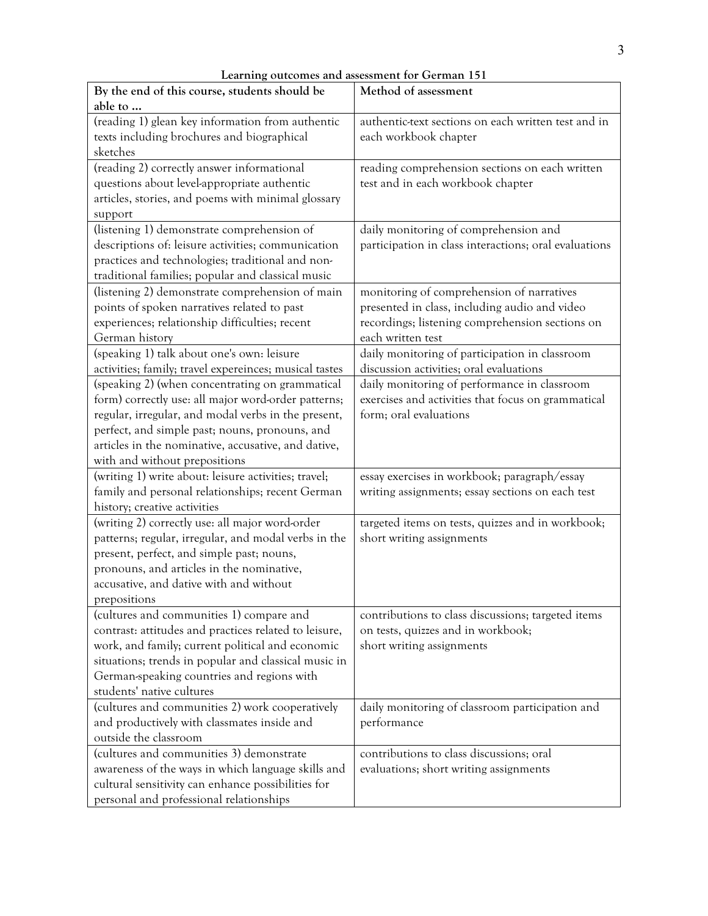**Learning outcomes and assessment for German 151**

| By the end of this course, students should be able to … | Method of assessment |
|---|---|
| (reading 1) glean key information from authentic texts including brochures and biographical sketches | authentic-text sections on each written test and in each workbook chapter |
| (reading 2) correctly answer informational questions about level-appropriate authentic articles, stories, and poems with minimal glossary support | reading comprehension sections on each written test and in each workbook chapter |
| (listening 1) demonstrate comprehension of descriptions of: leisure activities; communication practices and technologies; traditional and non-traditional families; popular and classical music | daily monitoring of comprehension and participation in class interactions; oral evaluations |
| (listening 2) demonstrate comprehension of main points of spoken narratives related to past experiences; relationship difficulties; recent German history | monitoring of comprehension of narratives presented in class, including audio and video recordings; listening comprehension sections on each written test |
| (speaking 1) talk about one's own: leisure activities; family; travel expereinces; musical tastes | daily monitoring of participation in classroom discussion activities; oral evaluations |
| (speaking 2) (when concentrating on grammatical form) correctly use: all major word-order patterns; regular, irregular, and modal verbs in the present, perfect, and simple past; nouns, pronouns, and articles in the nominative, accusative, and dative, with and without prepositions | daily monitoring of performance in classroom exercises and activities that focus on grammatical form; oral evaluations |
| (writing 1) write about: leisure activities; travel; family and personal relationships; recent German history; creative activities | essay exercises in workbook; paragraph/essay writing assignments; essay sections on each test |
| (writing 2) correctly use: all major word-order patterns; regular, irregular, and modal verbs in the present, perfect, and simple past; nouns, pronouns, and articles in the nominative, accusative, and dative with and without prepositions | targeted items on tests, quizzes and in workbook; short writing assignments |
| (cultures and communities 1) compare and contrast: attitudes and practices related to leisure, work, and family; current political and economic situations; trends in popular and classical music in German-speaking countries and regions with students' native cultures | contributions to class discussions; targeted items on tests, quizzes and in workbook; short writing assignments |
| (cultures and communities 2) work cooperatively and productively with classmates inside and outside the classroom | daily monitoring of classroom participation and performance |
| (cultures and communities 3) demonstrate awareness of the ways in which language skills and cultural sensitivity can enhance possibilities for personal and professional relationships | contributions to class discussions; oral evaluations; short writing assignments |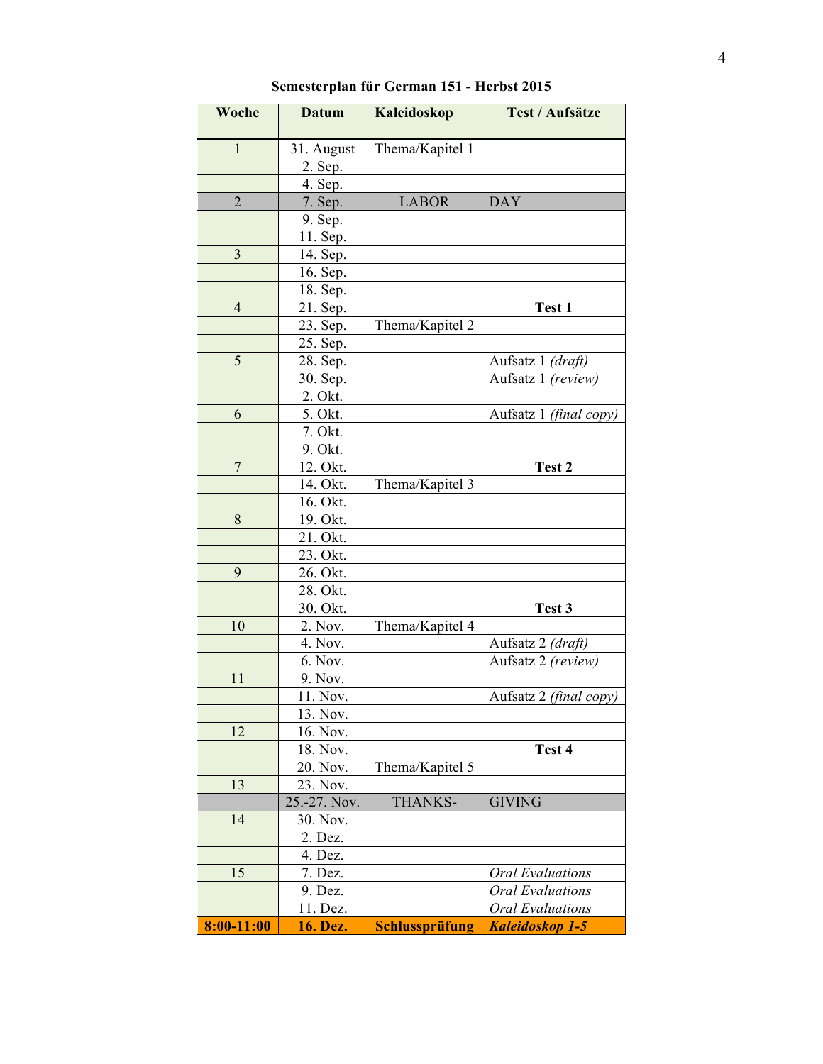**Semesterplan für German 151 - Herbst 2015**

| Woche | Datum | Kaleidoskop | Test / Aufsätze |
|---|---|---|---|
| 1 | 31. August | Thema/Kapitel 1 | |
| | 2. Sep. | | |
| | 4. Sep. | | |
| 2 | 7. Sep. | LABOR | DAY |
| | 9. Sep. | | |
| | 11. Sep. | | |
| 3 | 14. Sep. | | |
| | 16. Sep. | | |
| | 18. Sep. | | |
| 4 | 21. Sep. | | **Test 1** |
| | 23. Sep. | Thema/Kapitel 2 | |
| | 25. Sep. | | |
| 5 | 28. Sep. | | Aufsatz 1 *(draft)* |
| | 30. Sep. | | Aufsatz 1 *(review)* |
| | 2. Okt. | | |
| 6 | 5. Okt. | | Aufsatz 1 *(final copy)* |
| | 7. Okt. | | |
| | 9. Okt. | | |
| 7 | 12. Okt. | | **Test 2** |
| | 14. Okt. | Thema/Kapitel 3 | |
| | 16. Okt. | | |
| 8 | 19. Okt. | | |
| | 21. Okt. | | |
| | 23. Okt. | | |
| 9 | 26. Okt. | | |
| | 28. Okt. | | |
| | 30. Okt. | | **Test 3** |
| 10 | 2. Nov. | Thema/Kapitel 4 | |
| | 4. Nov. | | Aufsatz 2 *(draft)* |
| | 6. Nov. | | Aufsatz 2 *(review)* |
| 11 | 9. Nov. | | |
| | 11. Nov. | | Aufsatz 2 *(final copy)* |
| | 13. Nov. | | |
| 12 | 16. Nov. | | |
| | 18. Nov. | | **Test 4** |
| | 20. Nov. | Thema/Kapitel 5 | |
| 13 | 23. Nov. | | |
| | 25.-27. Nov. | THANKS- | GIVING |
| 14 | 30. Nov. | | |
| | 2. Dez. | | |
| | 4. Dez. | | |
| 15 | 7. Dez. | | *Oral Evaluations* |
| | 9. Dez. | | *Oral Evaluations* |
| | 11. Dez. | | *Oral Evaluations* |
| **8:00-11:00** | **16. Dez.** | **Schlussprüfung** | ***Kaleidoskop 1-5*** |